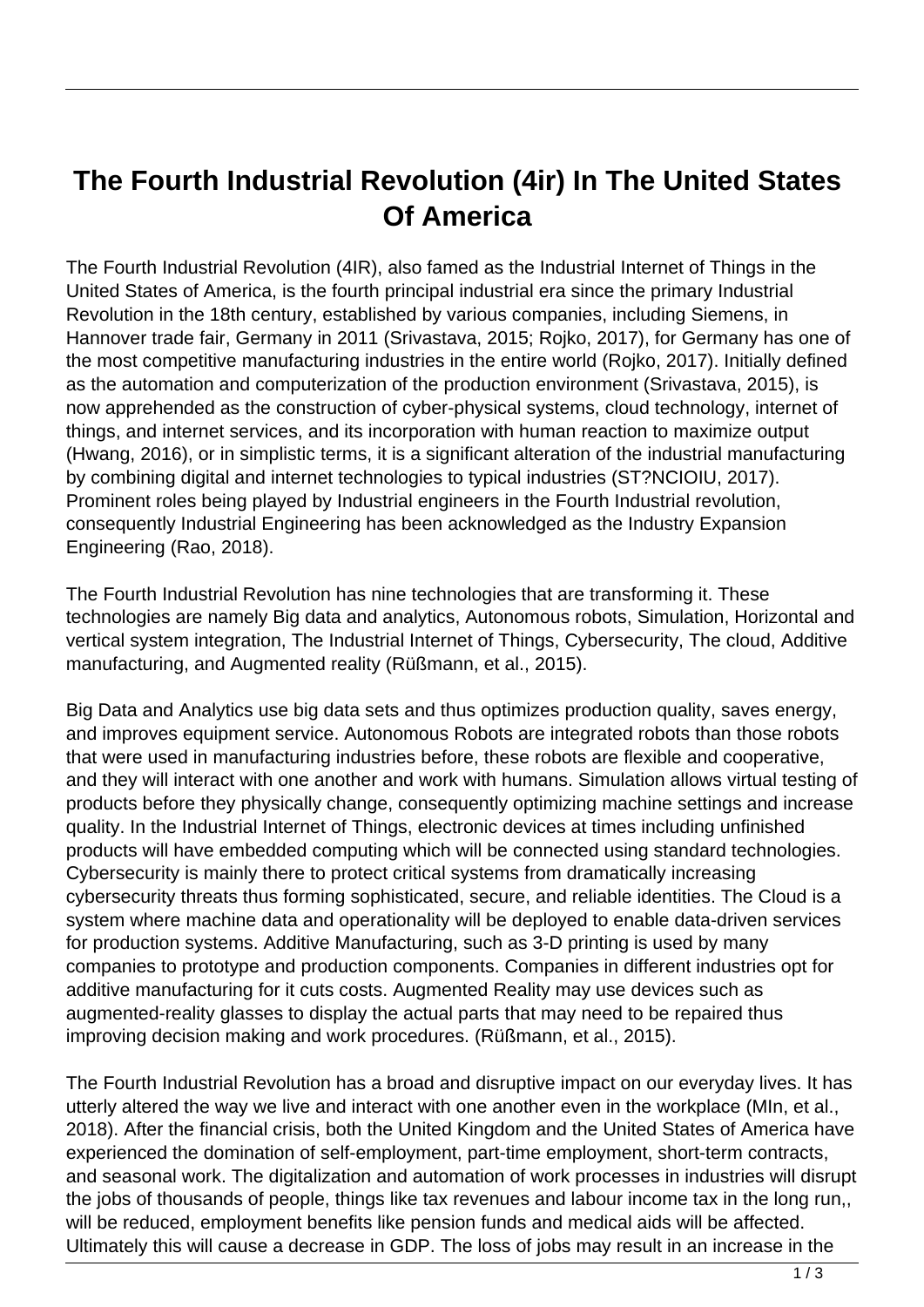# The Fourth Industrial Revolution (4ir) In The United States Of America

The Fourth Industrial Revolution (4IR), also famed as the Industrial Internet of Things in the United States of America, is the fourth principal industrial era since the primary Industrial Revolution in the 18th century, established by various companies, including Siemens, in Hannover trade fair, Germany in 2011 (Srivastava, 2015; Rojko, 2017), for Germany has one of the most competitive manufacturing industries in the entire world (Rojko, 2017). Initially defined as the automation and computerization of the production environment (Srivastava, 2015), is now apprehended as the construction of cyber-physical systems, cloud technology, internet of things, and internet services, and its incorporation with human reaction to maximize output (Hwang, 2016), or in simplistic terms, it is a significant alteration of the industrial manufacturing by combining digital and internet technologies to typical industries (ST?NCIOIU, 2017). Prominent roles being played by Industrial engineers in the Fourth Industrial revolution, consequently Industrial Engineering has been acknowledged as the Industry Expansion Engineering (Rao, 2018).

The Fourth Industrial Revolution has nine technologies that are transforming it. These technologies are namely Big data and analytics, Autonomous robots, Simulation, Horizontal and vertical system integration, The Industrial Internet of Things, Cybersecurity, The cloud, Additive manufacturing, and Augmented reality (Rüßmann, et al., 2015).

Big Data and Analytics use big data sets and thus optimizes production quality, saves energy, and improves equipment service. Autonomous Robots are integrated robots than those robots that were used in manufacturing industries before, these robots are flexible and cooperative, and they will interact with one another and work with humans. Simulation allows virtual testing of products before they physically change, consequently optimizing machine settings and increase quality. In the Industrial Internet of Things, electronic devices at times including unfinished products will have embedded computing which will be connected using standard technologies. Cybersecurity is mainly there to protect critical systems from dramatically increasing cybersecurity threats thus forming sophisticated, secure, and reliable identities. The Cloud is a system where machine data and operationality will be deployed to enable data-driven services for production systems. Additive Manufacturing, such as 3-D printing is used by many companies to prototype and production components. Companies in different industries opt for additive manufacturing for it cuts costs. Augmented Reality may use devices such as augmented-reality glasses to display the actual parts that may need to be repaired thus improving decision making and work procedures. (Rüßmann, et al., 2015).

The Fourth Industrial Revolution has a broad and disruptive impact on our everyday lives. It has utterly altered the way we live and interact with one another even in the workplace (MIn, et al., 2018). After the financial crisis, both the United Kingdom and the United States of America have experienced the domination of self-employment, part-time employment, short-term contracts, and seasonal work. The digitalization and automation of work processes in industries will disrupt the jobs of thousands of people, things like tax revenues and labour income tax in the long run,, will be reduced, employment benefits like pension funds and medical aids will be affected. Ultimately this will cause a decrease in GDP. The loss of jobs may result in an increase in the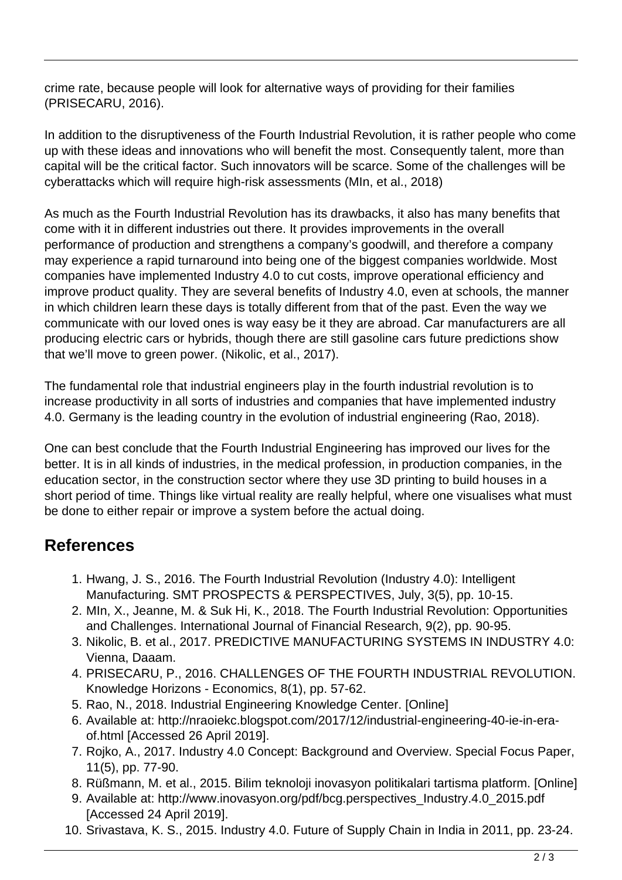crime rate, because people will look for alternative ways of providing for their families (PRISECARU, 2016).

In addition to the disruptiveness of the Fourth Industrial Revolution, it is rather people who come up with these ideas and innovations who will benefit the most. Consequently talent, more than capital will be the critical factor. Such innovators will be scarce. Some of the challenges will be cyberattacks which will require high-risk assessments (MIn, et al., 2018)

As much as the Fourth Industrial Revolution has its drawbacks, it also has many benefits that come with it in different industries out there. It provides improvements in the overall performance of production and strengthens a company's goodwill, and therefore a company may experience a rapid turnaround into being one of the biggest companies worldwide. Most companies have implemented Industry 4.0 to cut costs, improve operational efficiency and improve product quality. They are several benefits of Industry 4.0, even at schools, the manner in which children learn these days is totally different from that of the past. Even the way we communicate with our loved ones is way easy be it they are abroad. Car manufacturers are all producing electric cars or hybrids, though there are still gasoline cars future predictions show that we'll move to green power. (Nikolic, et al., 2017).

The fundamental role that industrial engineers play in the fourth industrial revolution is to increase productivity in all sorts of industries and companies that have implemented industry 4.0. Germany is the leading country in the evolution of industrial engineering (Rao, 2018).

One can best conclude that the Fourth Industrial Engineering has improved our lives for the better. It is in all kinds of industries, in the medical profession, in production companies, in the education sector, in the construction sector where they use 3D printing to build houses in a short period of time. Things like virtual reality are really helpful, where one visualises what must be done to either repair or improve a system before the actual doing.

## References

1. Hwang, J. S., 2016. The Fourth Industrial Revolution (Industry 4.0): Intelligent Manufacturing. SMT PROSPECTS & PERSPECTIVES, July, 3(5), pp. 10-15.
2. MIn, X., Jeanne, M. & Suk Hi, K., 2018. The Fourth Industrial Revolution: Opportunities and Challenges. International Journal of Financial Research, 9(2), pp. 90-95.
3. Nikolic, B. et al., 2017. PREDICTIVE MANUFACTURING SYSTEMS IN INDUSTRY 4.0: Vienna, Daaam.
4. PRISECARU, P., 2016. CHALLENGES OF THE FOURTH INDUSTRIAL REVOLUTION. Knowledge Horizons - Economics, 8(1), pp. 57-62.
5. Rao, N., 2018. Industrial Engineering Knowledge Center. [Online]
6. Available at: http://nraoiekc.blogspot.com/2017/12/industrial-engineering-40-ie-in-era-of.html [Accessed 26 April 2019].
7. Rojko, A., 2017. Industry 4.0 Concept: Background and Overview. Special Focus Paper, 11(5), pp. 77-90.
8. Rüßmann, M. et al., 2015. Bilim teknoloji inovasyon politikalari tartisma platform. [Online]
9. Available at: http://www.inovasyon.org/pdf/bcg.perspectives_Industry.4.0_2015.pdf [Accessed 24 April 2019].
10. Srivastava, K. S., 2015. Industry 4.0. Future of Supply Chain in India in 2011, pp. 23-24.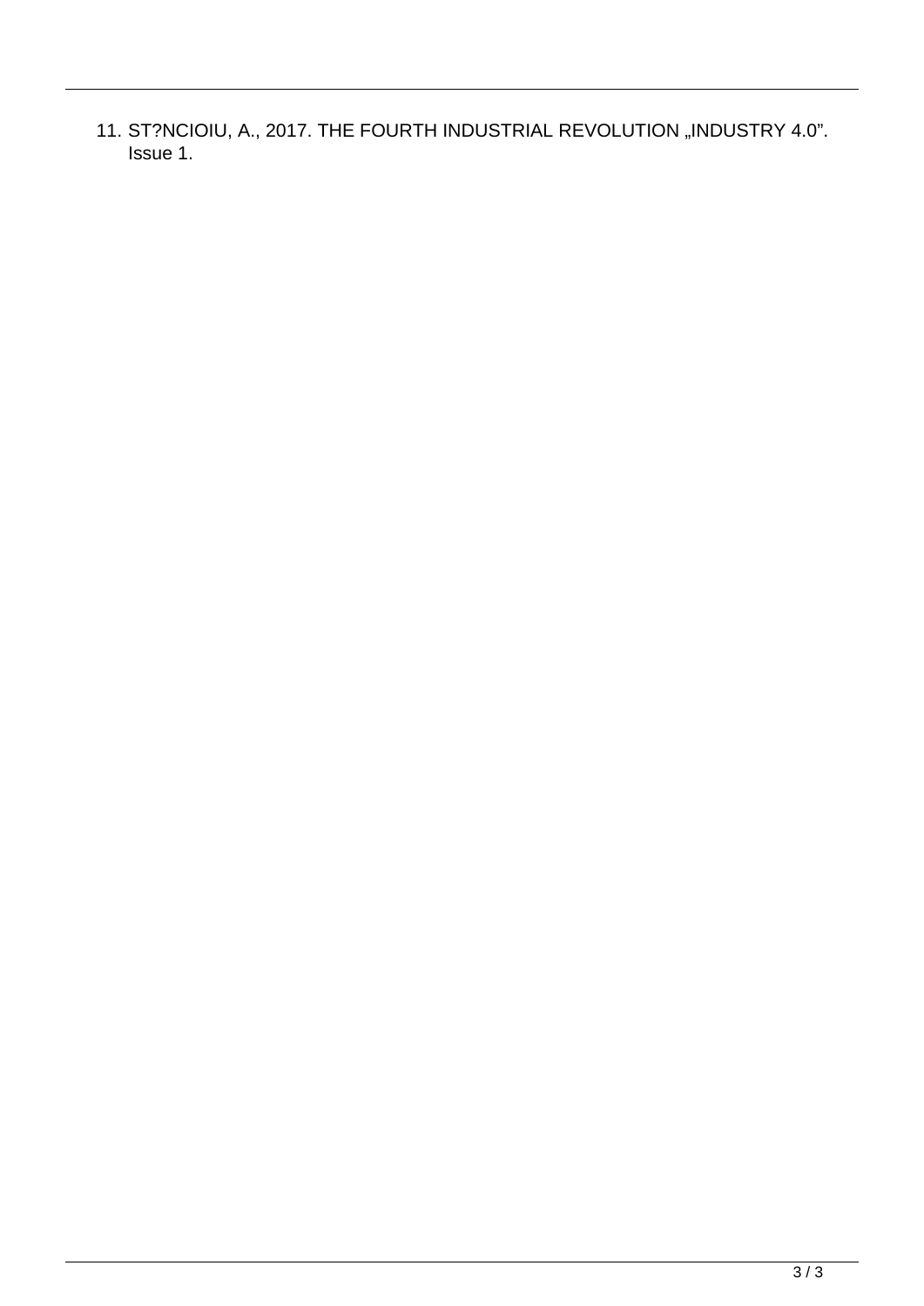11. ST?NCIOIU, A., 2017. THE FOURTH INDUSTRIAL REVOLUTION „INDUSTRY 4.0". Issue 1.